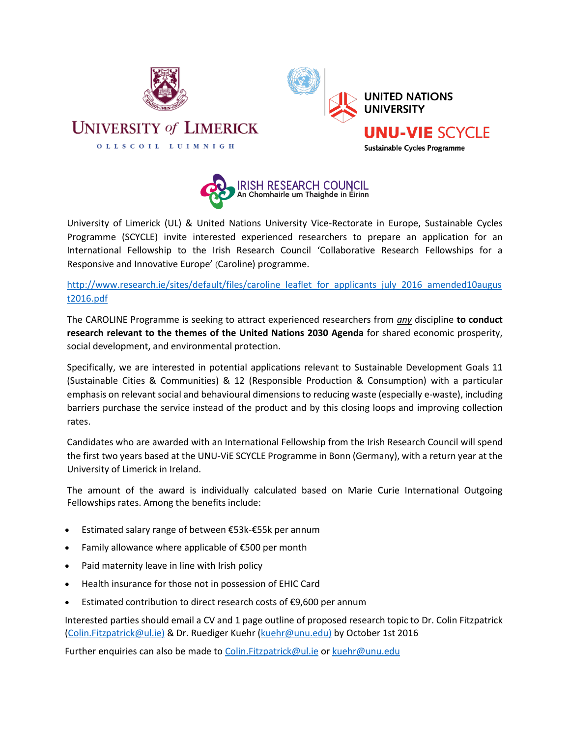University of Limerick (UL) & United Nations University Vice-Rectorate in Europe, Sustainable Cycles Programme (SCYCLE) invite interested experienced researchers to prepare an application for an International Fellowship to the Irish Research Council 'Collaborative Research Fellowships for a Responsive and Innovative Europe' (Caroline) programme.

http://www.research.ie/sites/default/files/caroline_leaflet_for_applicants_july_2016_amended10august2016.pdf

The CAROLINE Programme is seeking to attract experienced researchers from ***any*** discipline **to conduct research relevant to the themes of the United Nations 2030 Agenda** for shared economic prosperity, social development, and environmental protection.

Specifically, we are interested in potential applications relevant to Sustainable Development Goals 11 (Sustainable Cities & Communities) & 12 (Responsible Production & Consumption) with a particular emphasis on relevant social and behavioural dimensions to reducing waste (especially e-waste), including barriers purchase the service instead of the product and by this closing loops and improving collection rates.

Candidates who are awarded with an International Fellowship from the Irish Research Council will spend the first two years based at the UNU-ViE SCYCLE Programme in Bonn (Germany), with a return year at the University of Limerick in Ireland.

The amount of the award is individually calculated based on Marie Curie International Outgoing Fellowships rates. Among the benefits include:

- Estimated salary range of between €53k-€55k per annum
- Family allowance where applicable of €500 per month
- Paid maternity leave in line with Irish policy
- Health insurance for those not in possession of EHIC Card
- Estimated contribution to direct research costs of €9,600 per annum

Interested parties should email a CV and 1 page outline of proposed research topic to Dr. Colin Fitzpatrick (Colin.Fitzpatrick@ul.ie) & Dr. Ruediger Kuehr (kuehr@unu.edu) by October 1st 2016

Further enquiries can also be made to Colin.Fitzpatrick@ul.ie or kuehr@unu.edu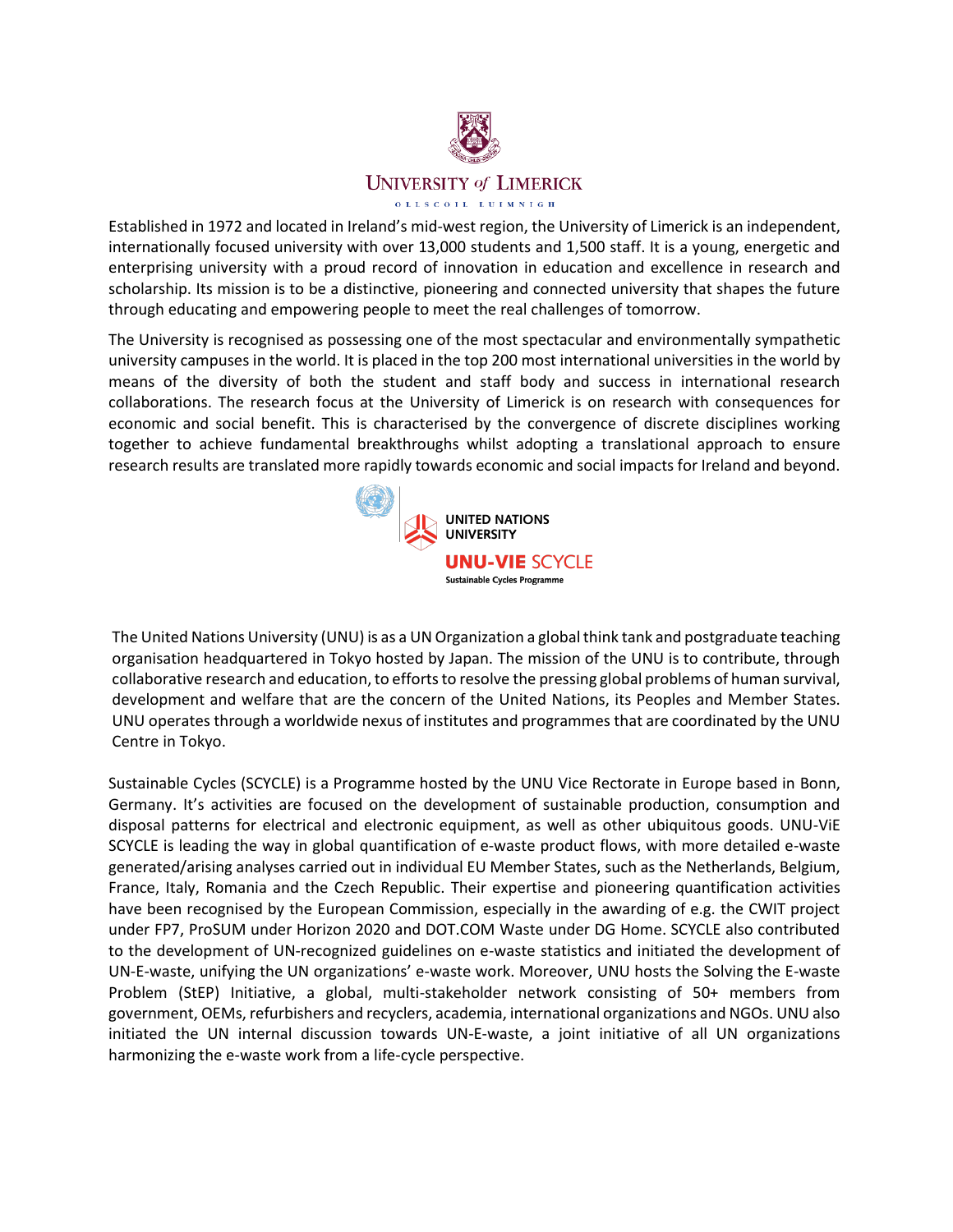UNIVERSITY *of* LIMERICK

OLLSCOIL LUIMNIGH

Established in 1972 and located in Ireland's mid-west region, the University of Limerick is an independent, internationally focused university with over 13,000 students and 1,500 staff. It is a young, energetic and enterprising university with a proud record of innovation in education and excellence in research and scholarship. Its mission is to be a distinctive, pioneering and connected university that shapes the future through educating and empowering people to meet the real challenges of tomorrow.

The University is recognised as possessing one of the most spectacular and environmentally sympathetic university campuses in the world. It is placed in the top 200 most international universities in the world by means of the diversity of both the student and staff body and success in international research collaborations. The research focus at the University of Limerick is on research with consequences for economic and social benefit. This is characterised by the convergence of discrete disciplines working together to achieve fundamental breakthroughs whilst adopting a translational approach to ensure research results are translated more rapidly towards economic and social impacts for Ireland and beyond.

UNITED NATIONS UNIVERSITY

**UNU-VIE** SCYCLE

Sustainable Cycles Programme

The United Nations University (UNU) is as a UN Organization a global think tank and postgraduate teaching organisation headquartered in Tokyo hosted by Japan. The mission of the UNU is to contribute, through collaborative research and education, to efforts to resolve the pressing global problems of human survival, development and welfare that are the concern of the United Nations, its Peoples and Member States. UNU operates through a worldwide nexus of institutes and programmes that are coordinated by the UNU Centre in Tokyo.

Sustainable Cycles (SCYCLE) is a Programme hosted by the UNU Vice Rectorate in Europe based in Bonn, Germany. It's activities are focused on the development of sustainable production, consumption and disposal patterns for electrical and electronic equipment, as well as other ubiquitous goods. UNU-ViE SCYCLE is leading the way in global quantification of e-waste product flows, with more detailed e-waste generated/arising analyses carried out in individual EU Member States, such as the Netherlands, Belgium, France, Italy, Romania and the Czech Republic. Their expertise and pioneering quantification activities have been recognised by the European Commission, especially in the awarding of e.g. the CWIT project under FP7, ProSUM under Horizon 2020 and DOT.COM Waste under DG Home. SCYCLE also contributed to the development of UN-recognized guidelines on e-waste statistics and initiated the development of UN-E-waste, unifying the UN organizations' e-waste work. Moreover, UNU hosts the Solving the E-waste Problem (StEP) Initiative, a global, multi-stakeholder network consisting of 50+ members from government, OEMs, refurbishers and recyclers, academia, international organizations and NGOs. UNU also initiated the UN internal discussion towards UN-E-waste, a joint initiative of all UN organizations harmonizing the e-waste work from a life-cycle perspective.